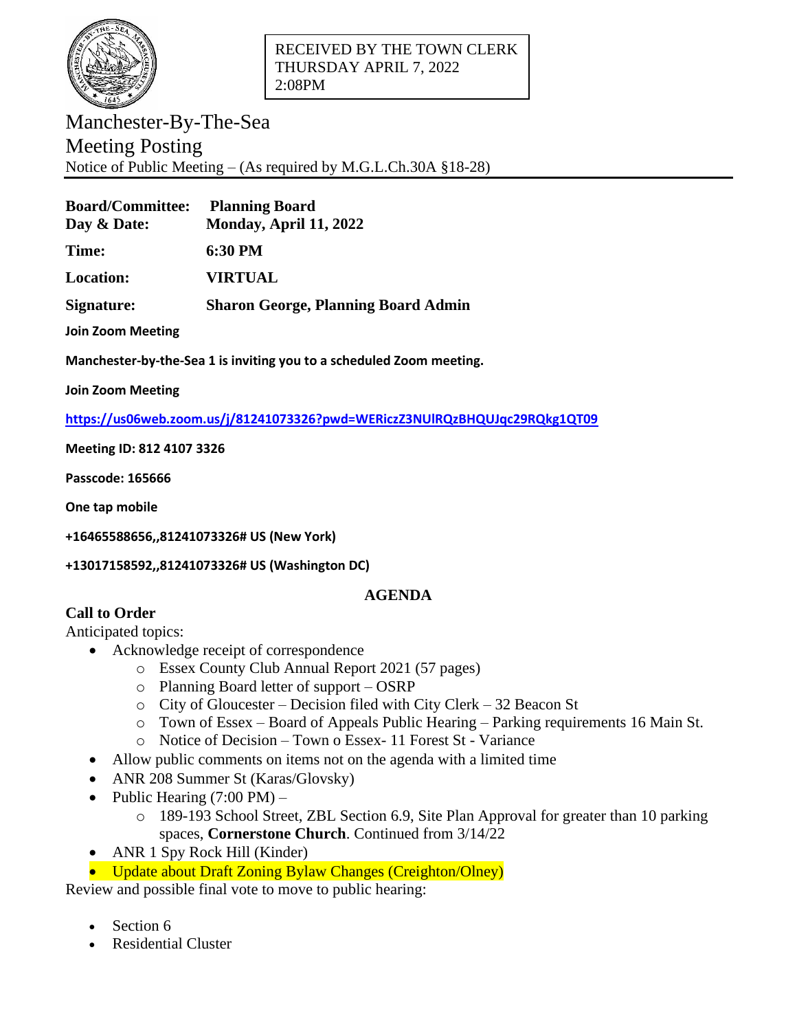RECEIVED BY THE TOWN CLERK
THURSDAY APRIL 7, 2022
2:08PM

# Manchester-By-The-Sea
# Meeting Posting

Notice of Public Meeting – (As required by M.G.L.Ch.30A §18-28)

**Board/Committee:** **Planning Board**
**Day & Date:** **Monday, April 11, 2022**

**Time:** **6:30 PM**

**Location:** **VIRTUAL**

**Signature:** **Sharon George, Planning Board Admin**

**Join Zoom Meeting**

**Manchester-by-the-Sea 1 is inviting you to a scheduled Zoom meeting.**

**Join Zoom Meeting**

**https://us06web.zoom.us/j/81241073326?pwd=WERiczZ3NUlRQzBHQUJqc29RQkg1QT09**

**Meeting ID: 812 4107 3326**

**Passcode: 165666**

**One tap mobile**

**+16465588656,,81241073326# US (New York)**

**+13017158592,,81241073326# US (Washington DC)**

## AGENDA

**Call to Order**

Anticipated topics:

- Acknowledge receipt of correspondence
    - Essex County Club Annual Report 2021 (57 pages)
    - Planning Board letter of support – OSRP
    - City of Gloucester – Decision filed with City Clerk – 32 Beacon St
    - Town of Essex – Board of Appeals Public Hearing – Parking requirements 16 Main St.
    - Notice of Decision – Town o Essex- 11 Forest St - Variance
- Allow public comments on items not on the agenda with a limited time
- ANR 208 Summer St (Karas/Glovsky)
- Public Hearing (7:00 PM) –
    - 189-193 School Street, ZBL Section 6.9, Site Plan Approval for greater than 10 parking spaces, **Cornerstone Church**. Continued from 3/14/22
- ANR 1 Spy Rock Hill (Kinder)
- Update about Draft Zoning Bylaw Changes (Creighton/Olney)

Review and possible final vote to move to public hearing:

- Section 6
- Residential Cluster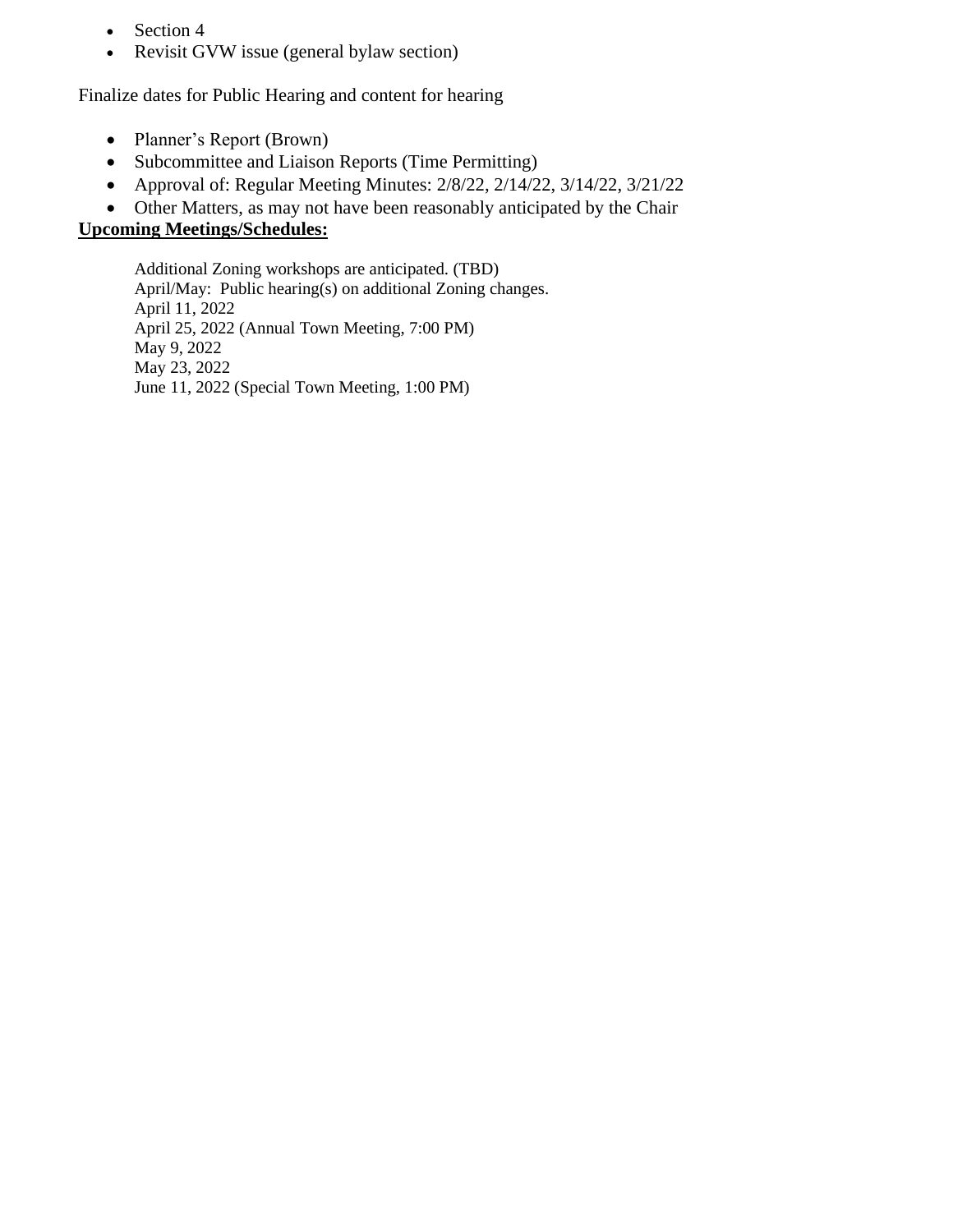- Section 4
- Revisit GVW issue (general bylaw section)

Finalize dates for Public Hearing and content for hearing

- Planner's Report (Brown)
- Subcommittee and Liaison Reports (Time Permitting)
- Approval of: Regular Meeting Minutes: 2/8/22, 2/14/22, 3/14/22, 3/21/22
- Other Matters, as may not have been reasonably anticipated by the Chair

**Upcoming Meetings/Schedules:**

Additional Zoning workshops are anticipated. (TBD)
April/May: Public hearing(s) on additional Zoning changes.
April 11, 2022
April 25, 2022 (Annual Town Meeting, 7:00 PM)
May 9, 2022
May 23, 2022
June 11, 2022 (Special Town Meeting, 1:00 PM)